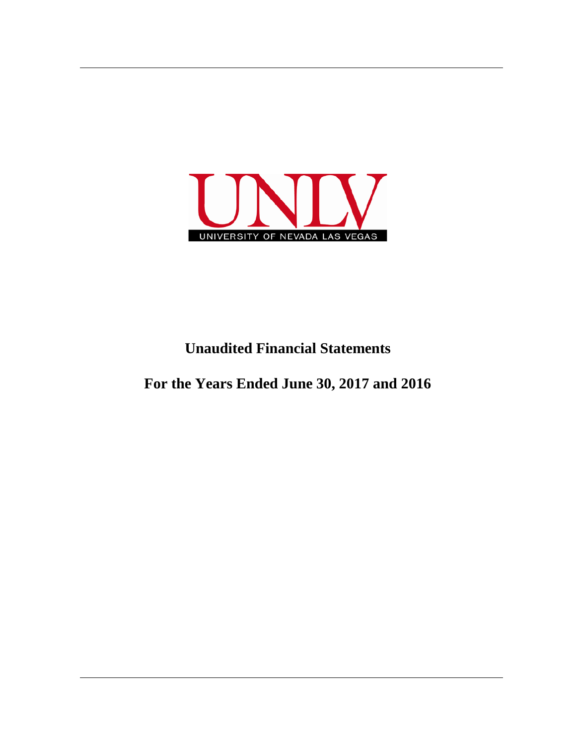UNLV

UNIVERSITY OF NEVADA LAS VEGAS

# Unaudited Financial Statements

# For the Years Ended June 30, 2017 and 2016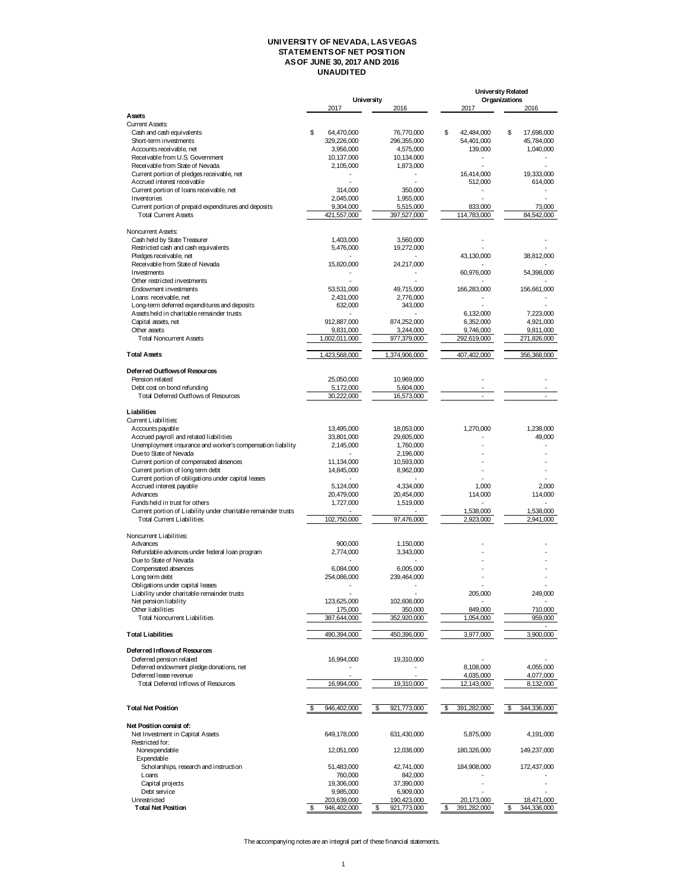# UNIVERSITY OF NEVADA, LAS VEGAS
## STATEMENTS OF NET POSITION
## AS OF JUNE 30, 2017 AND 2016
## UNAUDITED

| | University | | University Related Organizations | |
|---|---|---|---|---|
| | 2017 | 2016 | 2017 | 2016 |
| **Assets** | | | | |
| Current Assets: | | | | |
| Cash and cash equivalents | $ 64,470,000 | 76,770,000 | $ 42,484,000 | $ 17,698,000 |
| Short-term investments | 329,226,000 | 296,355,000 | 54,401,000 | 45,784,000 |
| Accounts receivable, net | 3,956,000 | 4,575,000 | 139,000 | 1,040,000 |
| Receivable from U.S. Government | 10,137,000 | 10,134,000 | - | - |
| Receivable from State of Nevada | 2,105,000 | 1,873,000 | - | - |
| Current portion of pledges receivable, net | - | - | 16,414,000 | 19,333,000 |
| Accrued interest receivable | - | - | 512,000 | 614,000 |
| Current portion of loans receivable, net | 314,000 | 350,000 | - | - |
| Inventories | 2,045,000 | 1,955,000 | - | - |
| Current portion of prepaid expenditures and deposits | 9,304,000 | 5,515,000 | 833,000 | 73,000 |
| Total Current Assets | 421,557,000 | 397,527,000 | 114,783,000 | 84,542,000 |
| Noncurrent Assets: | | | | |
| Cash held by State Treasurer | 1,403,000 | 3,560,000 | - | - |
| Restricted cash and cash equivalents | 5,476,000 | 19,272,000 | - | - |
| Pledges receivable, net | - | - | 43,130,000 | 38,812,000 |
| Receivable from State of Nevada | 15,820,000 | 24,217,000 | - | - |
| Investments | - | - | 60,976,000 | 54,398,000 |
| Other restricted investments | - | - | - | - |
| Endowment investments | 53,531,000 | 49,715,000 | 166,283,000 | 156,661,000 |
| Loans receivable, net | 2,431,000 | 2,776,000 | - | - |
| Long-term deferred expenditures and deposits | 632,000 | 343,000 | - | - |
| Assets held in charitable remainder trusts | - | - | 6,132,000 | 7,223,000 |
| Capital assets, net | 912,887,000 | 874,252,000 | 6,352,000 | 4,921,000 |
| Other assets | 9,831,000 | 3,244,000 | 9,746,000 | 9,811,000 |
| Total Noncurrent Assets | 1,002,011,000 | 977,379,000 | 292,619,000 | 271,826,000 |
| **Total Assets** | 1,423,568,000 | 1,374,906,000 | 407,402,000 | 356,368,000 |
| **Deferred Outflows of Resources** | | | | |
| Pension related | 25,050,000 | 10,969,000 | - | - |
| Debt cost on bond refunding | 5,172,000 | 5,604,000 | - | - |
| Total Deferred Outflows of Resources | 30,222,000 | 16,573,000 | - | - |
| **Liabilities** | | | | |
| Current Liabilities: | | | | |
| Accounts payable | 13,495,000 | 18,053,000 | 1,270,000 | 1,238,000 |
| Accrued payroll and related liabilities | 33,801,000 | 29,605,000 | - | 49,000 |
| Unemployment insurance and worker's compensation liability | 2,145,000 | 1,760,000 | - | - |
| Due to State of Nevada | - | 2,196,000 | - | - |
| Current portion of compensated absences | 11,134,000 | 10,593,000 | - | - |
| Current portion of long term debt | 14,845,000 | 8,962,000 | - | - |
| Current portion of obligations under capital leases | - | - | - | - |
| Accrued interest payable | 5,124,000 | 4,334,000 | 1,000 | 2,000 |
| Advances | 20,479,000 | 20,454,000 | 114,000 | 114,000 |
| Funds held in trust for others | 1,727,000 | 1,519,000 | - | - |
| Current portion of Liability under charitable remainder trusts | - | - | 1,538,000 | 1,538,000 |
| Total Current Liabilities | 102,750,000 | 97,476,000 | 2,923,000 | 2,941,000 |
| Noncurrent Liabilities: | | | | |
| Advances | 900,000 | 1,150,000 | - | - |
| Refundable advances under federal loan program | 2,774,000 | 3,343,000 | - | - |
| Due to State of Nevada | - | - | - | - |
| Compensated absences | 6,084,000 | 6,005,000 | - | - |
| Long term debt | 254,086,000 | 239,464,000 | - | - |
| Obligations under capital leases | - | - | - | - |
| Liability under charitable remainder trusts | - | - | 205,000 | 249,000 |
| Net pension liability | 123,625,000 | 102,608,000 | - | - |
| Other liabilities | 175,000 | 350,000 | 849,000 | 710,000 |
| Total Noncurrent Liabilities | 387,644,000 | 352,920,000 | 1,054,000 | 959,000 |
| **Total Liabilities** | 490,394,000 | 450,396,000 | 3,977,000 | 3,900,000 |
| **Deferred Inflows of Resources** | | | | |
| Deferred pension related | 16,994,000 | 19,310,000 | - | - |
| Deferred endowment pledge donations, net | - | - | 8,108,000 | 4,055,000 |
| Deferred lease revenue | - | - | 4,035,000 | 4,077,000 |
| Total Deferred Inflows of Resources | 16,994,000 | 19,310,000 | 12,143,000 | 8,132,000 |
| **Total Net Position** | $ 946,402,000 | $ 921,773,000 | $ 391,282,000 | $ 344,336,000 |
| **Net Position consist of:** | | | | |
| Net Investment in Capital Assets | 649,178,000 | 631,430,000 | 5,875,000 | 4,191,000 |
| Restricted for: | | | | |
| Nonexpendable | 12,051,000 | 12,038,000 | 180,326,000 | 149,237,000 |
| Expendable | | | | |
| Scholarships, research and instruction | 51,483,000 | 42,741,000 | 184,908,000 | 172,437,000 |
| Loans | 760,000 | 842,000 | - | - |
| Capital projects | 19,306,000 | 37,390,000 | - | - |
| Debt service | 9,985,000 | 6,909,000 | - | - |
| Unrestricted | 203,639,000 | 190,423,000 | 20,173,000 | 18,471,000 |
| **Total Net Position** | $ 946,402,000 | $ 921,773,000 | $ 391,282,000 | $ 344,336,000 |

The accompanying notes are an integral part of these financial statements.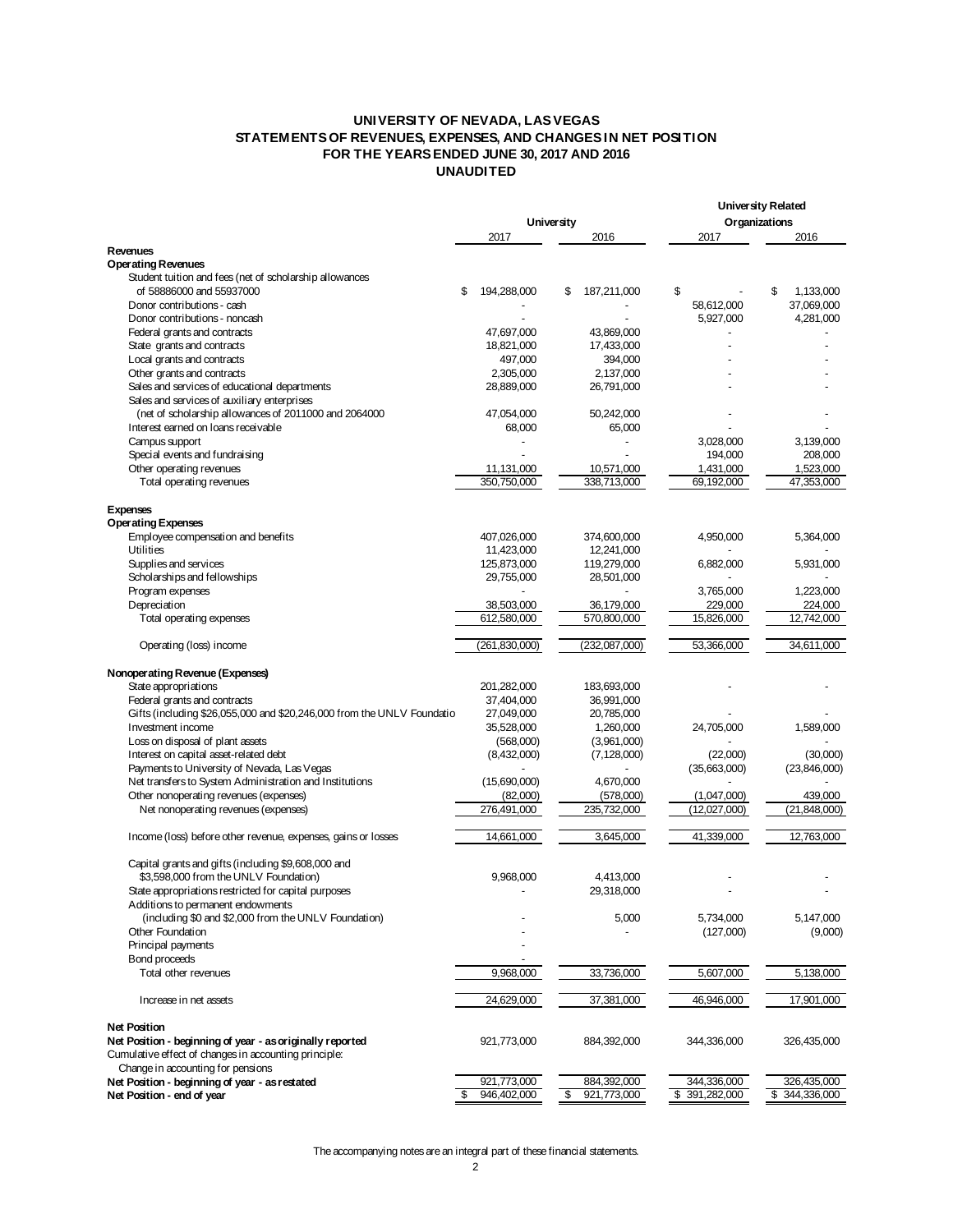# UNIVERSITY OF NEVADA, LAS VEGAS
## STATEMENTS OF REVENUES, EXPENSES, AND CHANGES IN NET POSITION
## FOR THE YEARS ENDED JUNE 30, 2017 AND 2016
## UNAUDITED

| | University | | University Related Organizations | |
|---|---|---|---|---|
| | 2017 | 2016 | 2017 | 2016 |
| **Revenues** | | | | |
| **Operating Revenues** | | | | |
| Student tuition and fees (net of scholarship allowances of 58886000 and 55937000 | $ 194,288,000 | $ 187,211,000 | $ - | $ 1,133,000 |
| Donor contributions - cash | - | - | 58,612,000 | 37,069,000 |
| Donor contributions - noncash | - | - | 5,927,000 | 4,281,000 |
| Federal grants and contracts | 47,697,000 | 43,869,000 | - | - |
| State grants and contracts | 18,821,000 | 17,433,000 | - | - |
| Local grants and contracts | 497,000 | 394,000 | - | - |
| Other grants and contracts | 2,305,000 | 2,137,000 | - | - |
| Sales and services of educational departments | 28,889,000 | 26,791,000 | - | - |
| Sales and services of auxiliary enterprises (net of scholarship allowances of 2011000 and 2064000 | 47,054,000 | 50,242,000 | - | - |
| Interest earned on loans receivable | 68,000 | 65,000 | - | - |
| Campus support | - | - | 3,028,000 | 3,139,000 |
| Special events and fundraising | - | - | 194,000 | 208,000 |
| Other operating revenues | 11,131,000 | 10,571,000 | 1,431,000 | 1,523,000 |
| Total operating revenues | 350,750,000 | 338,713,000 | 69,192,000 | 47,353,000 |
| **Expenses** | | | | |
| **Operating Expenses** | | | | |
| Employee compensation and benefits | 407,026,000 | 374,600,000 | 4,950,000 | 5,364,000 |
| Utilities | 11,423,000 | 12,241,000 | - | - |
| Supplies and services | 125,873,000 | 119,279,000 | 6,882,000 | 5,931,000 |
| Scholarships and fellowships | 29,755,000 | 28,501,000 | - | - |
| Program expenses | - | - | 3,765,000 | 1,223,000 |
| Depreciation | 38,503,000 | 36,179,000 | 229,000 | 224,000 |
| Total operating expenses | 612,580,000 | 570,800,000 | 15,826,000 | 12,742,000 |
| Operating (loss) income | (261,830,000) | (232,087,000) | 53,366,000 | 34,611,000 |
| **Nonoperating Revenue (Expenses)** | | | | |
| State appropriations | 201,282,000 | 183,693,000 | - | - |
| Federal grants and contracts | 37,404,000 | 36,991,000 | | |
| Gifts (including $26,055,000 and $20,246,000 from the UNLV Foundatio | 27,049,000 | 20,785,000 | - | - |
| Investment income | 35,528,000 | 1,260,000 | 24,705,000 | 1,589,000 |
| Loss on disposal of plant assets | (568,000) | (3,961,000) | - | - |
| Interest on capital asset-related debt | (8,432,000) | (7,128,000) | (22,000) | (30,000) |
| Payments to University of Nevada, Las Vegas | - | - | (35,663,000) | (23,846,000) |
| Net transfers to System Administration and Institutions | (15,690,000) | 4,670,000 | - | - |
| Other nonoperating revenues (expenses) | (82,000) | (578,000) | (1,047,000) | 439,000 |
| Net nonoperating revenues (expenses) | 276,491,000 | 235,732,000 | (12,027,000) | (21,848,000) |
| Income (loss) before other revenue, expenses, gains or losses | 14,661,000 | 3,645,000 | 41,339,000 | 12,763,000 |
| Capital grants and gifts (including $9,608,000 and $3,598,000 from the UNLV Foundation) | 9,968,000 | 4,413,000 | - | - |
| State appropriations restricted for capital purposes | - | 29,318,000 | - | - |
| Additions to permanent endowments (including $0 and $2,000 from the UNLV Foundation) | - | 5,000 | 5,734,000 | 5,147,000 |
| Other Foundation | - | - | (127,000) | (9,000) |
| Principal payments | - | | | |
| Bond proceeds | - | | | |
| Total other revenues | 9,968,000 | 33,736,000 | 5,607,000 | 5,138,000 |
| Increase in net assets | 24,629,000 | 37,381,000 | 46,946,000 | 17,901,000 |
| **Net Position** | | | | |
| **Net Position - beginning of year - as originally reported** | 921,773,000 | 884,392,000 | 344,336,000 | 326,435,000 |
| Cumulative effect of changes in accounting principle: | | | | |
| Change in accounting for pensions | | | | |
| **Net Position - beginning of year - as restated** | 921,773,000 | 884,392,000 | 344,336,000 | 326,435,000 |
| **Net Position - end of year** | $ 946,402,000 | $ 921,773,000 | $ 391,282,000 | $ 344,336,000 |

The accompanying notes are an integral part of these financial statements.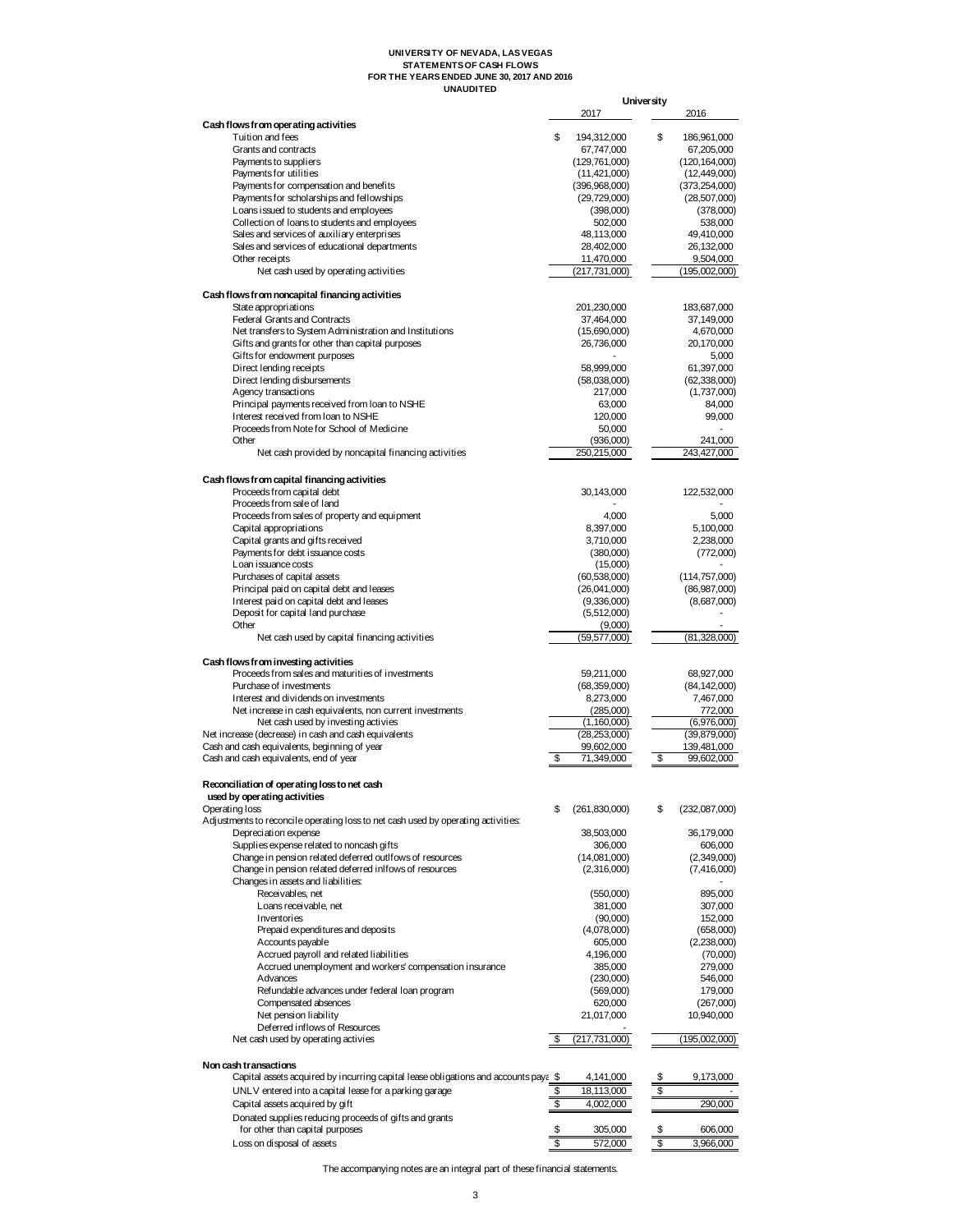**UNIVERSITY OF NEVADA, LAS VEGAS**
**STATEMENTS OF CASH FLOWS**
**FOR THE YEARS ENDED JUNE 30, 2017 AND 2016**
**UNAUDITED**

| | University | |
|---|---|---|
| | 2017 | 2016 |
| **Cash flows from operating activities** | | |
| Tuition and fees | $ 194,312,000 | $ 186,961,000 |
| Grants and contracts | 67,747,000 | 67,205,000 |
| Payments to suppliers | (129,761,000) | (120,164,000) |
| Payments for utilities | (11,421,000) | (12,449,000) |
| Payments for compensation and benefits | (396,968,000) | (373,254,000) |
| Payments for scholarships and fellowships | (29,729,000) | (28,507,000) |
| Loans issued to students and employees | (398,000) | (378,000) |
| Collection of loans to students and employees | 502,000 | 538,000 |
| Sales and services of auxiliary enterprises | 48,113,000 | 49,410,000 |
| Sales and services of educational departments | 28,402,000 | 26,132,000 |
| Other receipts | 11,470,000 | 9,504,000 |
| Net cash used by operating activities | (217,731,000) | (195,002,000) |
| **Cash flows from noncapital financing activities** | | |
| State appropriations | 201,230,000 | 183,687,000 |
| Federal Grants and Contracts | 37,464,000 | 37,149,000 |
| Net transfers to System Administration and Institutions | (15,690,000) | 4,670,000 |
| Gifts and grants for other than capital purposes | 26,736,000 | 20,170,000 |
| Gifts for endowment purposes | - | 5,000 |
| Direct lending receipts | 58,999,000 | 61,397,000 |
| Direct lending disbursements | (58,038,000) | (62,338,000) |
| Agency transactions | 217,000 | (1,737,000) |
| Principal payments received from loan to NSHE | 63,000 | 84,000 |
| Interest received from loan to NSHE | 120,000 | 99,000 |
| Proceeds from Note for School of Medicine | 50,000 | - |
| Other | (936,000) | 241,000 |
| Net cash provided by noncapital financing activities | 250,215,000 | 243,427,000 |
| **Cash flows from capital financing activities** | | |
| Proceeds from capital debt | 30,143,000 | 122,532,000 |
| Proceeds from sale of land | - | - |
| Proceeds from sales of property and equipment | 4,000 | 5,000 |
| Capital appropriations | 8,397,000 | 5,100,000 |
| Capital grants and gifts received | 3,710,000 | 2,238,000 |
| Payments for debt issuance costs | (380,000) | (772,000) |
| Loan issuance costs | (15,000) | - |
| Purchases of capital assets | (60,538,000) | (114,757,000) |
| Principal paid on capital debt and leases | (26,041,000) | (86,987,000) |
| Interest paid on capital debt and leases | (9,336,000) | (8,687,000) |
| Deposit for capital land purchase | (5,512,000) | - |
| Other | (9,000) | - |
| Net cash used by capital financing activities | (59,577,000) | (81,328,000) |
| **Cash flows from investing activities** | | |
| Proceeds from sales and maturities of investments | 59,211,000 | 68,927,000 |
| Purchase of investments | (68,359,000) | (84,142,000) |
| Interest and dividends on investments | 8,273,000 | 7,467,000 |
| Net increase in cash equivalents, non current investments | (285,000) | 772,000 |
| Net cash used by investing activies | (1,160,000) | (6,976,000) |
| Net increase (decrease) in cash and cash equivalents | (28,253,000) | (39,879,000) |
| Cash and cash equivalents, beginning of year | 99,602,000 | 139,481,000 |
| Cash and cash equivalents, end of year | $ 71,349,000 | $ 99,602,000 |
| **Reconciliation of operating loss to net cash used by operating activities** | | |
| Operating loss | $ (261,830,000) | $ (232,087,000) |
| Adjustments to reconcile operating loss to net cash used by operating activities: | | |
| Depreciation expense | 38,503,000 | 36,179,000 |
| Supplies expense related to noncash gifts | 306,000 | 606,000 |
| Change in pension related deferred outlfows of resources | (14,081,000) | (2,349,000) |
| Change in pension related deferred inlfows of resources | (2,316,000) | (7,416,000) |
| Changes in assets and liabilities: | | - |
| Receivables, net | (550,000) | 895,000 |
| Loans receivable, net | 381,000 | 307,000 |
| Inventories | (90,000) | 152,000 |
| Prepaid expenditures and deposits | (4,078,000) | (658,000) |
| Accounts payable | 605,000 | (2,238,000) |
| Accrued payroll and related liabilities | 4,196,000 | (70,000) |
| Accrued unemployment and workers' compensation insurance | 385,000 | 279,000 |
| Advances | (230,000) | 546,000 |
| Refundable advances under federal loan program | (569,000) | 179,000 |
| Compensated absences | 620,000 | (267,000) |
| Net pension liability | 21,017,000 | 10,940,000 |
| Deferred inflows of Resources | - | |
| Net cash used by operating activies | $ (217,731,000) | (195,002,000) |
| **Non cash transactions** | | |
| Capital assets acquired by incurring capital lease obligations and accounts paya | $ 4,141,000 | $ 9,173,000 |
| UNLV entered into a capital lease for a parking garage | $ 18,113,000 | $ - |
| Capital assets acquired by gift | $ 4,002,000 | 290,000 |
| Donated supplies reducing proceeds of gifts and grants for other than capital purposes | $ 305,000 | $ 606,000 |
| Loss on disposal of assets | $ 572,000 | $ 3,966,000 |

The accompanying notes are an integral part of these financial statements.